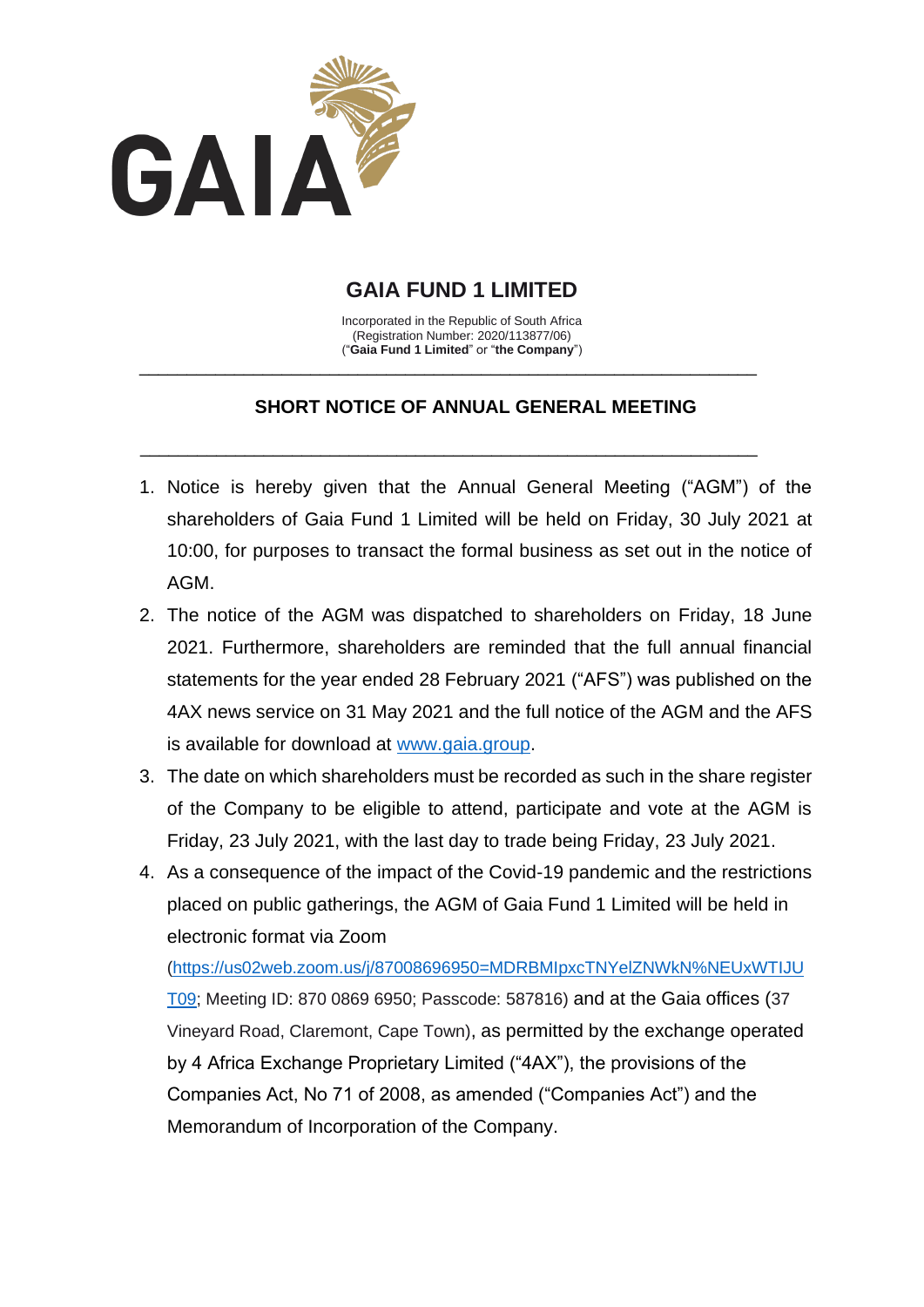# GAIA FUND 1 LIMITED

Incorporated in the Republic of South Africa
(Registration Number: 2020/113877/06)
("**Gaia Fund 1 Limited**" or "**the Company**")

---

## SHORT NOTICE OF ANNUAL GENERAL MEETING

---

1. Notice is hereby given that the Annual General Meeting ("AGM") of the shareholders of Gaia Fund 1 Limited will be held on Friday, 30 July 2021 at 10:00, for purposes to transact the formal business as set out in the notice of AGM.
2. The notice of the AGM was dispatched to shareholders on Friday, 18 June 2021. Furthermore, shareholders are reminded that the full annual financial statements for the year ended 28 February 2021 ("AFS") was published on the 4AX news service on 31 May 2021 and the full notice of the AGM and the AFS is available for download at [www.gaia.group](www.gaia.group).
3. The date on which shareholders must be recorded as such in the share register of the Company to be eligible to attend, participate and vote at the AGM is Friday, 23 July 2021, with the last day to trade being Friday, 23 July 2021.
4. As a consequence of the impact of the Covid-19 pandemic and the restrictions placed on public gatherings, the AGM of Gaia Fund 1 Limited will be held in electronic format via Zoom ([https://us02web.zoom.us/j/87008696950=MDRBMIpxcTNYelZNWkN%NEUxWTIJUT09](https://us02web.zoom.us/j/87008696950=MDRBMIpxcTNYelZNWkN%NEUxWTIJUT09); Meeting ID: 870 0869 6950; Passcode: 587816) and at the Gaia offices (37 Vineyard Road, Claremont, Cape Town), as permitted by the exchange operated by 4 Africa Exchange Proprietary Limited ("4AX"), the provisions of the Companies Act, No 71 of 2008, as amended ("Companies Act") and the Memorandum of Incorporation of the Company.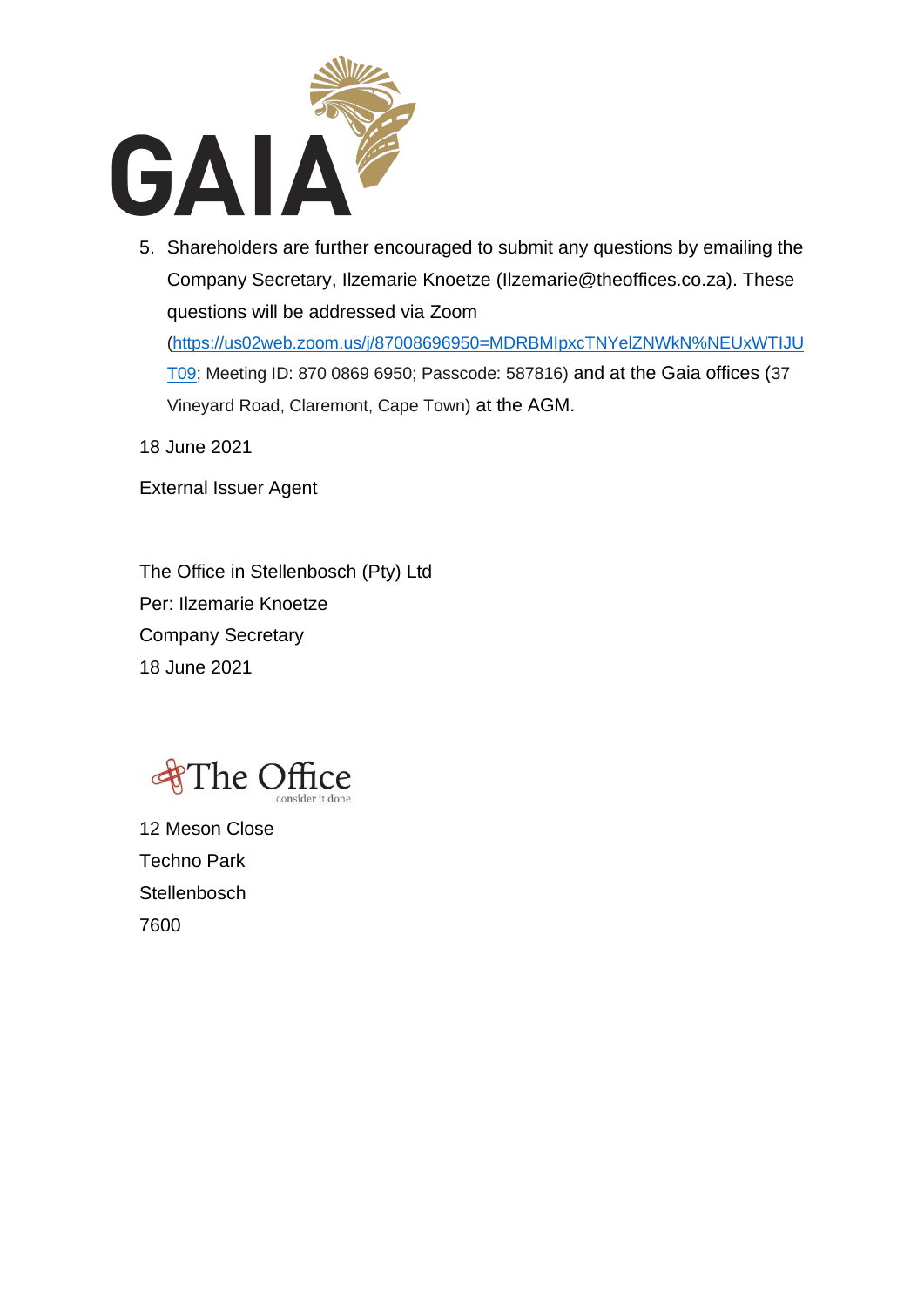5. Shareholders are further encouraged to submit any questions by emailing the Company Secretary, Ilzemarie Knoetze (Ilzemarie@theoffices.co.za). These questions will be addressed via Zoom ([https://us02web.zoom.us/j/87008696950=MDRBMIpxcTNYelZNWkN%NEUxWTIJUT09](https://us02web.zoom.us/j/87008696950=MDRBMIpxcTNYelZNWkN%NEUxWTIJUT09); Meeting ID: 870 0869 6950; Passcode: 587816) and at the Gaia offices (37 Vineyard Road, Claremont, Cape Town) at the AGM.

18 June 2021

External Issuer Agent

The Office in Stellenbosch (Pty) Ltd
Per: Ilzemarie Knoetze
Company Secretary
18 June 2021

The Office
consider it done

12 Meson Close
Techno Park
Stellenbosch
7600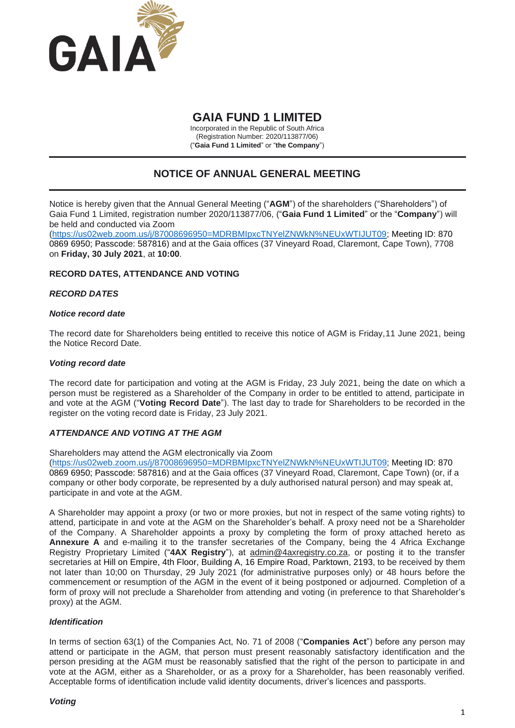# GAIA FUND 1 LIMITED

Incorporated in the Republic of South Africa
(Registration Number: 2020/113877/06)
("**Gaia Fund 1 Limited**" or "**the Company**")

## NOTICE OF ANNUAL GENERAL MEETING

Notice is hereby given that the Annual General Meeting ("**AGM**") of the shareholders ("Shareholders") of Gaia Fund 1 Limited, registration number 2020/113877/06, ("**Gaia Fund 1 Limited**" or the "**Company**") will be held and conducted via Zoom (https://us02web.zoom.us/j/87008696950=MDRBMIpxcTNYelZNWkN%NEUxWTIJUT09; Meeting ID: 870 0869 6950; Passcode: 587816) and at the Gaia offices (37 Vineyard Road, Claremont, Cape Town), 7708 on **Friday, 30 July 2021**, at **10:00**.

### RECORD DATES, ATTENDANCE AND VOTING

#### *RECORD DATES*

##### *Notice record date*

The record date for Shareholders being entitled to receive this notice of AGM is Friday,11 June 2021, being the Notice Record Date.

##### *Voting record date*

The record date for participation and voting at the AGM is Friday, 23 July 2021, being the date on which a person must be registered as a Shareholder of the Company in order to be entitled to attend, participate in and vote at the AGM ("**Voting Record Date**"). The last day to trade for Shareholders to be recorded in the register on the voting record date is Friday, 23 July 2021.

#### *ATTENDANCE AND VOTING AT THE AGM*

Shareholders may attend the AGM electronically via Zoom (https://us02web.zoom.us/j/87008696950=MDRBMIpxcTNYelZNWkN%NEUxWTIJUT09; Meeting ID: 870 0869 6950; Passcode: 587816) and at the Gaia offices (37 Vineyard Road, Claremont, Cape Town) (or, if a company or other body corporate, be represented by a duly authorised natural person) and may speak at, participate in and vote at the AGM.

A Shareholder may appoint a proxy (or two or more proxies, but not in respect of the same voting rights) to attend, participate in and vote at the AGM on the Shareholder's behalf. A proxy need not be a Shareholder of the Company. A Shareholder appoints a proxy by completing the form of proxy attached hereto as **Annexure A** and e-mailing it to the transfer secretaries of the Company, being the 4 Africa Exchange Registry Proprietary Limited ("**4AX Registry**"), at admin@4axregistry.co.za, or posting it to the transfer secretaries at Hill on Empire, 4th Floor, Building A, 16 Empire Road, Parktown, 2193, to be received by them not later than 10;00 on Thursday, 29 July 2021 (for administrative purposes only) or 48 hours before the commencement or resumption of the AGM in the event of it being postponed or adjourned. Completion of a form of proxy will not preclude a Shareholder from attending and voting (in preference to that Shareholder's proxy) at the AGM.

##### *Identification*

In terms of section 63(1) of the Companies Act, No. 71 of 2008 ("**Companies Act**") before any person may attend or participate in the AGM, that person must present reasonably satisfactory identification and the person presiding at the AGM must be reasonably satisfied that the right of the person to participate in and vote at the AGM, either as a Shareholder, or as a proxy for a Shareholder, has been reasonably verified. Acceptable forms of identification include valid identity documents, driver's licences and passports.

##### *Voting*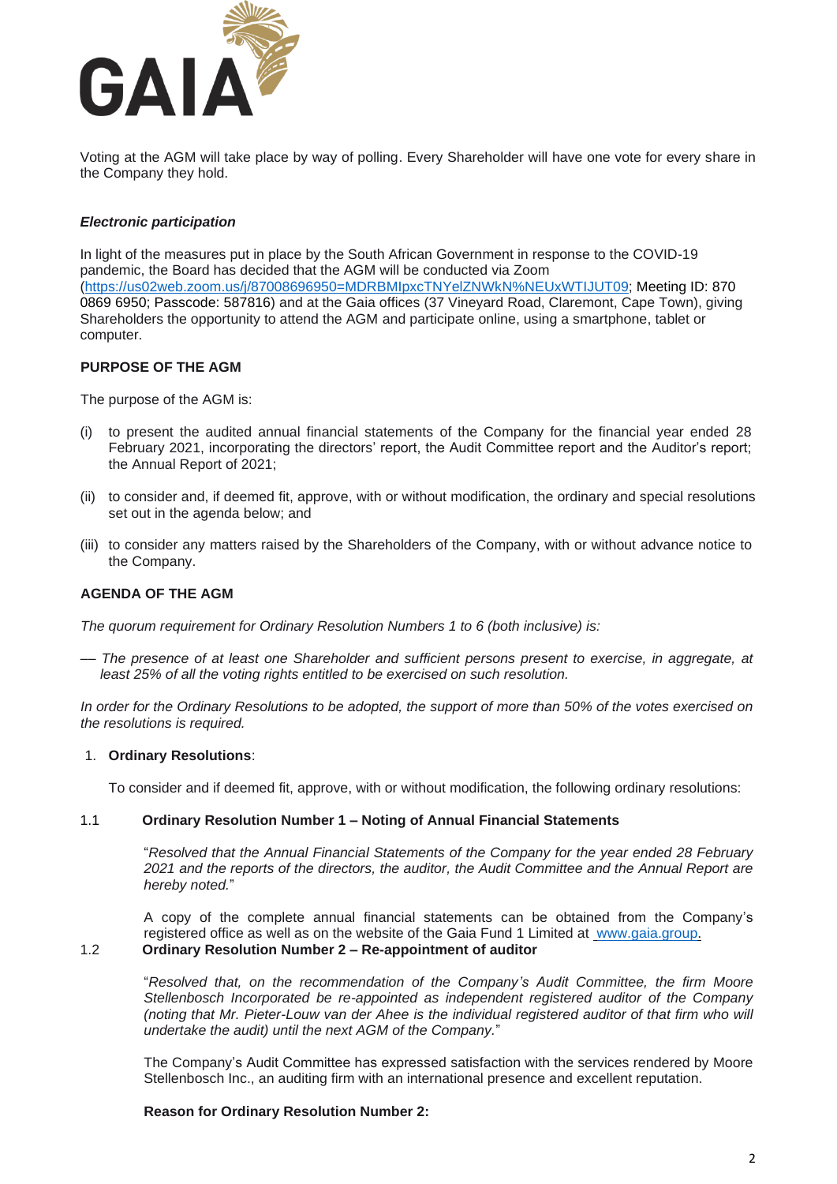Voting at the AGM will take place by way of polling. Every Shareholder will have one vote for every share in the Company they hold.

***Electronic participation***

In light of the measures put in place by the South African Government in response to the COVID-19 pandemic, the Board has decided that the AGM will be conducted via Zoom (https://us02web.zoom.us/j/87008696950=MDRBMIpxcTNYelZNWkN%NEUxWTIJUT09; Meeting ID: 870 0869 6950; Passcode: 587816) and at the Gaia offices (37 Vineyard Road, Claremont, Cape Town), giving Shareholders the opportunity to attend the AGM and participate online, using a smartphone, tablet or computer.

**PURPOSE OF THE AGM**

The purpose of the AGM is:

(i) to present the audited annual financial statements of the Company for the financial year ended 28 February 2021, incorporating the directors' report, the Audit Committee report and the Auditor's report; the Annual Report of 2021;

(ii) to consider and, if deemed fit, approve, with or without modification, the ordinary and special resolutions set out in the agenda below; and

(iii) to consider any matters raised by the Shareholders of the Company, with or without advance notice to the Company.

**AGENDA OF THE AGM**

*The quorum requirement for Ordinary Resolution Numbers 1 to 6 (both inclusive) is:*

— *The presence of at least one Shareholder and sufficient persons present to exercise, in aggregate, at least 25% of all the voting rights entitled to be exercised on such resolution.*

*In order for the Ordinary Resolutions to be adopted, the support of more than 50% of the votes exercised on the resolutions is required.*

1. **Ordinary Resolutions**:

To consider and if deemed fit, approve, with or without modification, the following ordinary resolutions:

1.1 **Ordinary Resolution Number 1 – Noting of Annual Financial Statements**

"*Resolved that the Annual Financial Statements of the Company for the year ended 28 February 2021 and the reports of the directors, the auditor, the Audit Committee and the Annual Report are hereby noted.*"

A copy of the complete annual financial statements can be obtained from the Company's registered office as well as on the website of the Gaia Fund 1 Limited at www.gaia.group.

1.2 **Ordinary Resolution Number 2 – Re-appointment of auditor**

"*Resolved that, on the recommendation of the Company's Audit Committee, the firm Moore Stellenbosch Incorporated be re-appointed as independent registered auditor of the Company (noting that Mr. Pieter-Louw van der Ahee is the individual registered auditor of that firm who will undertake the audit) until the next AGM of the Company.*"

The Company's Audit Committee has expressed satisfaction with the services rendered by Moore Stellenbosch Inc., an auditing firm with an international presence and excellent reputation.

**Reason for Ordinary Resolution Number 2:**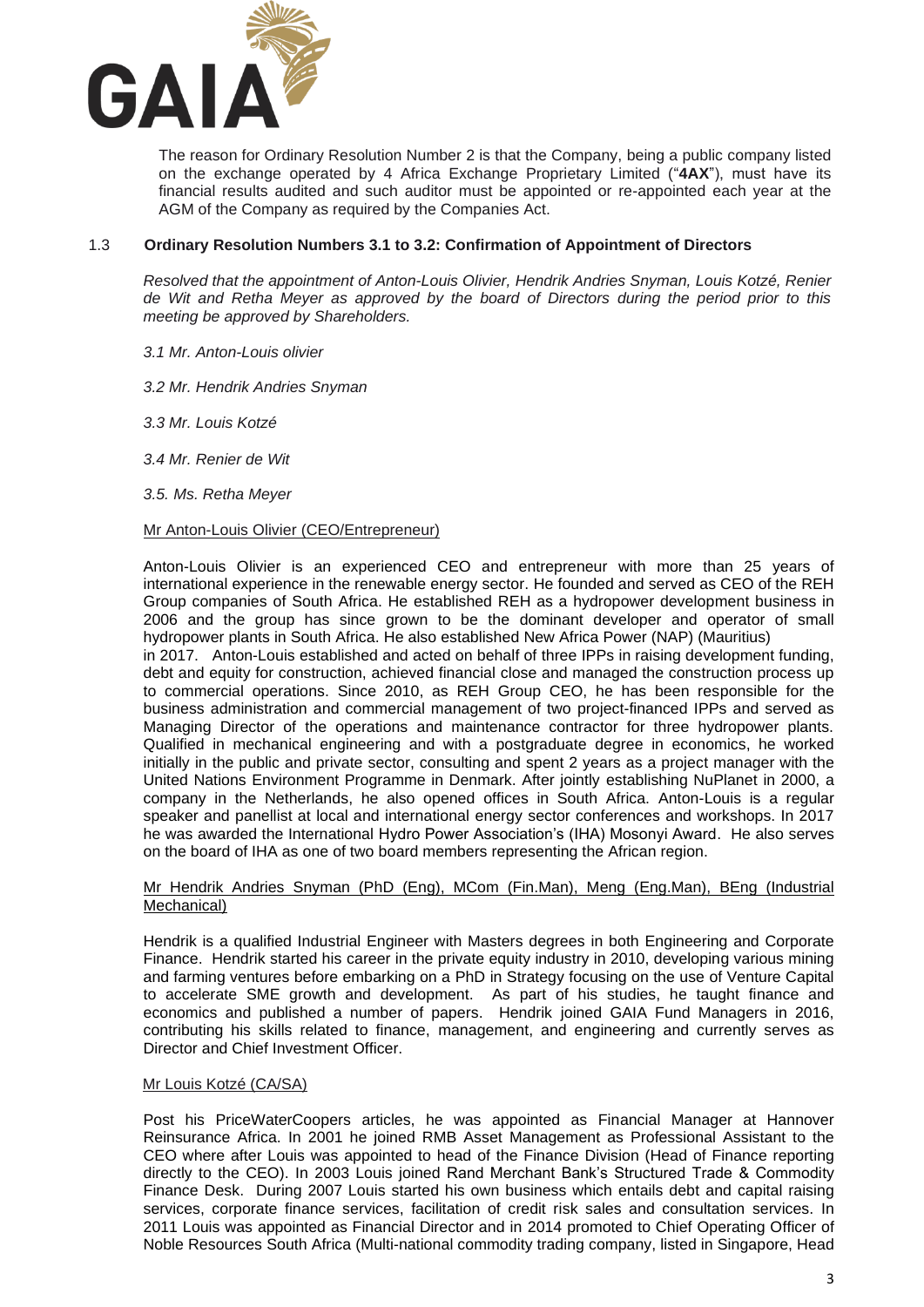The reason for Ordinary Resolution Number 2 is that the Company, being a public company listed on the exchange operated by 4 Africa Exchange Proprietary Limited ("**4AX**"), must have its financial results audited and such auditor must be appointed or re-appointed each year at the AGM of the Company as required by the Companies Act.

### 1.3 Ordinary Resolution Numbers 3.1 to 3.2: Confirmation of Appointment of Directors

*Resolved that the appointment of Anton-Louis Olivier, Hendrik Andries Snyman, Louis Kotzé, Renier de Wit and Retha Meyer as approved by the board of Directors during the period prior to this meeting be approved by Shareholders.*

*3.1 Mr. Anton-Louis olivier*

*3.2 Mr. Hendrik Andries Snyman*

*3.3 Mr. Louis Kotzé*

*3.4 Mr. Renier de Wit*

*3.5. Ms. Retha Meyer*

Mr Anton-Louis Olivier (CEO/Entrepreneur)

Anton-Louis Olivier is an experienced CEO and entrepreneur with more than 25 years of international experience in the renewable energy sector. He founded and served as CEO of the REH Group companies of South Africa. He established REH as a hydropower development business in 2006 and the group has since grown to be the dominant developer and operator of small hydropower plants in South Africa. He also established New Africa Power (NAP) (Mauritius) in 2017. Anton-Louis established and acted on behalf of three IPPs in raising development funding, debt and equity for construction, achieved financial close and managed the construction process up to commercial operations. Since 2010, as REH Group CEO, he has been responsible for the business administration and commercial management of two project-financed IPPs and served as Managing Director of the operations and maintenance contractor for three hydropower plants. Qualified in mechanical engineering and with a postgraduate degree in economics, he worked initially in the public and private sector, consulting and spent 2 years as a project manager with the United Nations Environment Programme in Denmark. After jointly establishing NuPlanet in 2000, a company in the Netherlands, he also opened offices in South Africa. Anton-Louis is a regular speaker and panellist at local and international energy sector conferences and workshops. In 2017 he was awarded the International Hydro Power Association's (IHA) Mosonyi Award. He also serves on the board of IHA as one of two board members representing the African region.

Mr Hendrik Andries Snyman (PhD (Eng), MCom (Fin.Man), Meng (Eng.Man), BEng (Industrial Mechanical)

Hendrik is a qualified Industrial Engineer with Masters degrees in both Engineering and Corporate Finance. Hendrik started his career in the private equity industry in 2010, developing various mining and farming ventures before embarking on a PhD in Strategy focusing on the use of Venture Capital to accelerate SME growth and development. As part of his studies, he taught finance and economics and published a number of papers. Hendrik joined GAIA Fund Managers in 2016, contributing his skills related to finance, management, and engineering and currently serves as Director and Chief Investment Officer.

Mr Louis Kotzé (CA/SA)

Post his PriceWaterCoopers articles, he was appointed as Financial Manager at Hannover Reinsurance Africa. In 2001 he joined RMB Asset Management as Professional Assistant to the CEO where after Louis was appointed to head of the Finance Division (Head of Finance reporting directly to the CEO). In 2003 Louis joined Rand Merchant Bank's Structured Trade & Commodity Finance Desk. During 2007 Louis started his own business which entails debt and capital raising services, corporate finance services, facilitation of credit risk sales and consultation services. In 2011 Louis was appointed as Financial Director and in 2014 promoted to Chief Operating Officer of Noble Resources South Africa (Multi-national commodity trading company, listed in Singapore, Head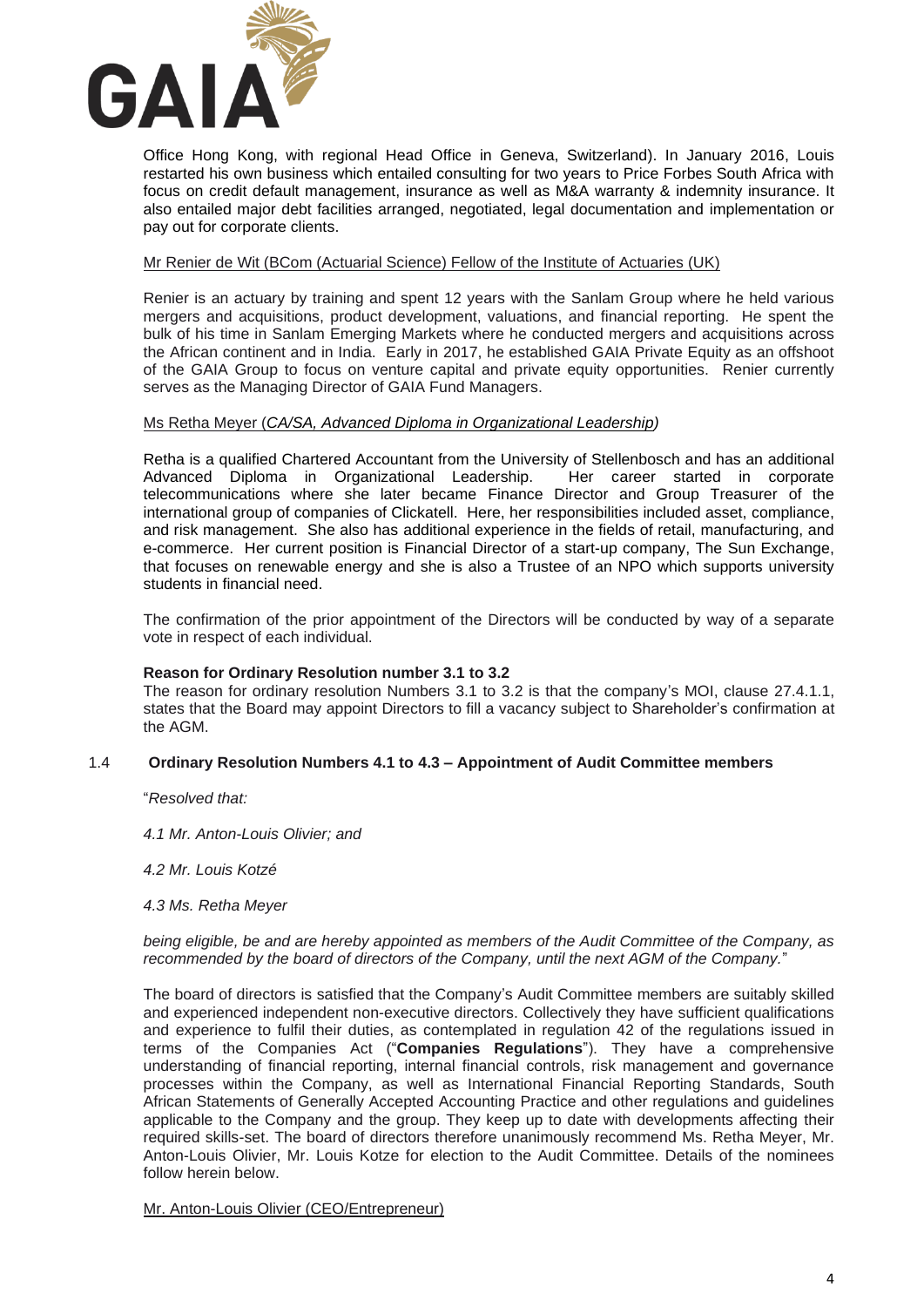Office Hong Kong, with regional Head Office in Geneva, Switzerland). In January 2016, Louis restarted his own business which entailed consulting for two years to Price Forbes South Africa with focus on credit default management, insurance as well as M&A warranty & indemnity insurance. It also entailed major debt facilities arranged, negotiated, legal documentation and implementation or pay out for corporate clients.

Mr Renier de Wit (BCom (Actuarial Science) Fellow of the Institute of Actuaries (UK)

Renier is an actuary by training and spent 12 years with the Sanlam Group where he held various mergers and acquisitions, product development, valuations, and financial reporting. He spent the bulk of his time in Sanlam Emerging Markets where he conducted mergers and acquisitions across the African continent and in India. Early in 2017, he established GAIA Private Equity as an offshoot of the GAIA Group to focus on venture capital and private equity opportunities. Renier currently serves as the Managing Director of GAIA Fund Managers.

Ms Retha Meyer (*CA/SA, Advanced Diploma in Organizational Leadership)*

Retha is a qualified Chartered Accountant from the University of Stellenbosch and has an additional Advanced Diploma in Organizational Leadership. Her career started in corporate telecommunications where she later became Finance Director and Group Treasurer of the international group of companies of Clickatell. Here, her responsibilities included asset, compliance, and risk management. She also has additional experience in the fields of retail, manufacturing, and e-commerce. Her current position is Financial Director of a start-up company, The Sun Exchange, that focuses on renewable energy and she is also a Trustee of an NPO which supports university students in financial need.

The confirmation of the prior appointment of the Directors will be conducted by way of a separate vote in respect of each individual.

**Reason for Ordinary Resolution number 3.1 to 3.2**

The reason for ordinary resolution Numbers 3.1 to 3.2 is that the company's MOI, clause 27.4.1.1, states that the Board may appoint Directors to fill a vacancy subject to Shareholder's confirmation at the AGM.

### 1.4 Ordinary Resolution Numbers 4.1 to 4.3 – Appointment of Audit Committee members

"*Resolved that:*

*4.1 Mr. Anton-Louis Olivier; and*

*4.2 Mr. Louis Kotzé*

*4.3 Ms. Retha Meyer*

*being eligible, be and are hereby appointed as members of the Audit Committee of the Company, as recommended by the board of directors of the Company, until the next AGM of the Company.*"

The board of directors is satisfied that the Company's Audit Committee members are suitably skilled and experienced independent non-executive directors. Collectively they have sufficient qualifications and experience to fulfil their duties, as contemplated in regulation 42 of the regulations issued in terms of the Companies Act ("**Companies Regulations**"). They have a comprehensive understanding of financial reporting, internal financial controls, risk management and governance processes within the Company, as well as International Financial Reporting Standards, South African Statements of Generally Accepted Accounting Practice and other regulations and guidelines applicable to the Company and the group. They keep up to date with developments affecting their required skills-set. The board of directors therefore unanimously recommend Ms. Retha Meyer, Mr. Anton-Louis Olivier, Mr. Louis Kotze for election to the Audit Committee. Details of the nominees follow herein below.

Mr. Anton-Louis Olivier (CEO/Entrepreneur)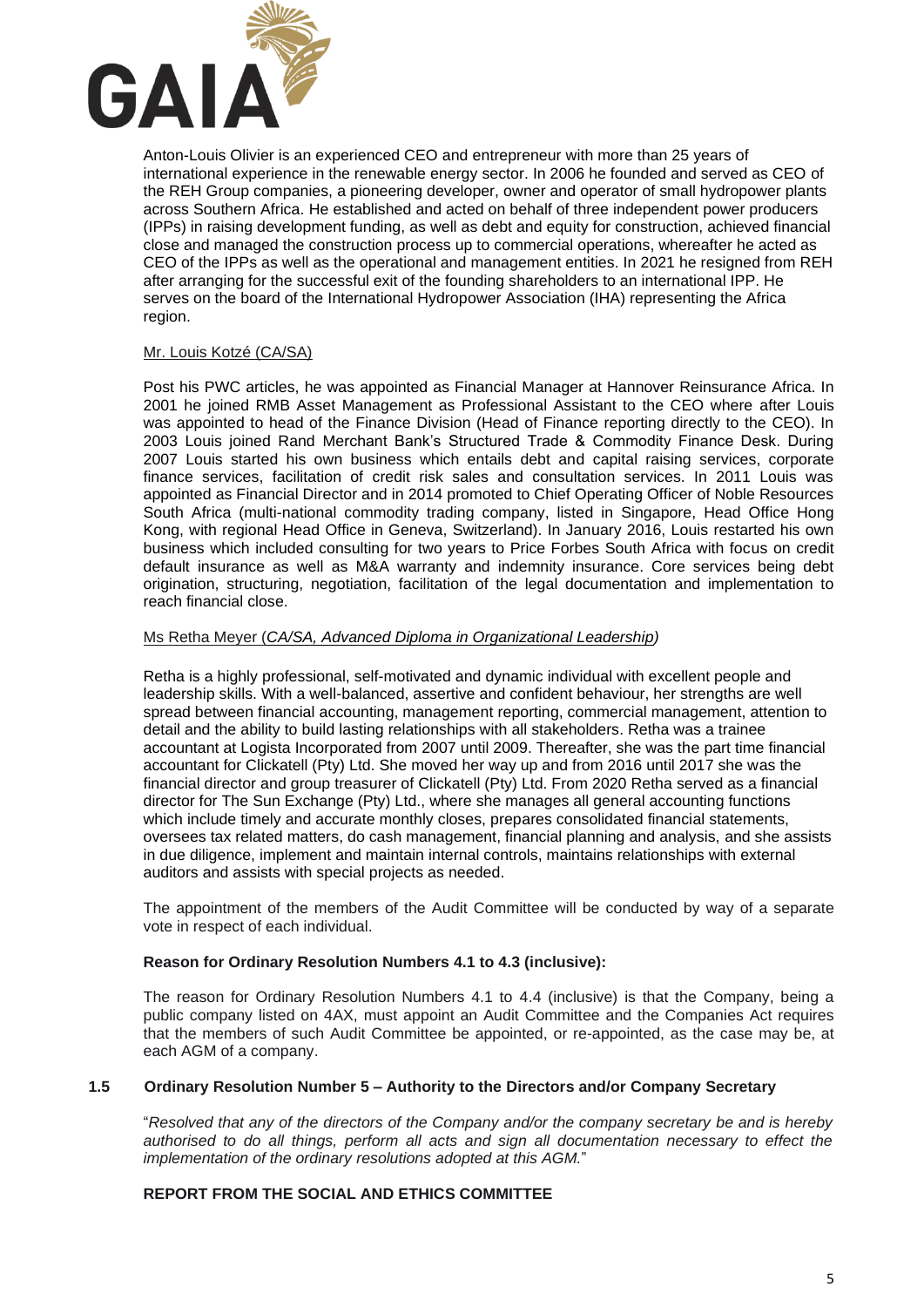Anton-Louis Olivier is an experienced CEO and entrepreneur with more than 25 years of international experience in the renewable energy sector. In 2006 he founded and served as CEO of the REH Group companies, a pioneering developer, owner and operator of small hydropower plants across Southern Africa. He established and acted on behalf of three independent power producers (IPPs) in raising development funding, as well as debt and equity for construction, achieved financial close and managed the construction process up to commercial operations, whereafter he acted as CEO of the IPPs as well as the operational and management entities. In 2021 he resigned from REH after arranging for the successful exit of the founding shareholders to an international IPP. He serves on the board of the International Hydropower Association (IHA) representing the Africa region.

Mr. Louis Kotzé (CA/SA)

Post his PWC articles, he was appointed as Financial Manager at Hannover Reinsurance Africa. In 2001 he joined RMB Asset Management as Professional Assistant to the CEO where after Louis was appointed to head of the Finance Division (Head of Finance reporting directly to the CEO). In 2003 Louis joined Rand Merchant Bank's Structured Trade & Commodity Finance Desk. During 2007 Louis started his own business which entails debt and capital raising services, corporate finance services, facilitation of credit risk sales and consultation services. In 2011 Louis was appointed as Financial Director and in 2014 promoted to Chief Operating Officer of Noble Resources South Africa (multi-national commodity trading company, listed in Singapore, Head Office Hong Kong, with regional Head Office in Geneva, Switzerland). In January 2016, Louis restarted his own business which included consulting for two years to Price Forbes South Africa with focus on credit default insurance as well as M&A warranty and indemnity insurance. Core services being debt origination, structuring, negotiation, facilitation of the legal documentation and implementation to reach financial close.

Ms Retha Meyer (*CA/SA, Advanced Diploma in Organizational Leadership)*

Retha is a highly professional, self-motivated and dynamic individual with excellent people and leadership skills. With a well-balanced, assertive and confident behaviour, her strengths are well spread between financial accounting, management reporting, commercial management, attention to detail and the ability to build lasting relationships with all stakeholders. Retha was a trainee accountant at Logista Incorporated from 2007 until 2009. Thereafter, she was the part time financial accountant for Clickatell (Pty) Ltd. She moved her way up and from 2016 until 2017 she was the financial director and group treasurer of Clickatell (Pty) Ltd. From 2020 Retha served as a financial director for The Sun Exchange (Pty) Ltd., where she manages all general accounting functions which include timely and accurate monthly closes, prepares consolidated financial statements, oversees tax related matters, do cash management, financial planning and analysis, and she assists in due diligence, implement and maintain internal controls, maintains relationships with external auditors and assists with special projects as needed.

The appointment of the members of the Audit Committee will be conducted by way of a separate vote in respect of each individual.

**Reason for Ordinary Resolution Numbers 4.1 to 4.3 (inclusive):**

The reason for Ordinary Resolution Numbers 4.1 to 4.4 (inclusive) is that the Company, being a public company listed on 4AX, must appoint an Audit Committee and the Companies Act requires that the members of such Audit Committee be appointed, or re-appointed, as the case may be, at each AGM of a company.

### 1.5 Ordinary Resolution Number 5 – Authority to the Directors and/or Company Secretary

"*Resolved that any of the directors of the Company and/or the company secretary be and is hereby authorised to do all things, perform all acts and sign all documentation necessary to effect the implementation of the ordinary resolutions adopted at this AGM.*"

**REPORT FROM THE SOCIAL AND ETHICS COMMITTEE**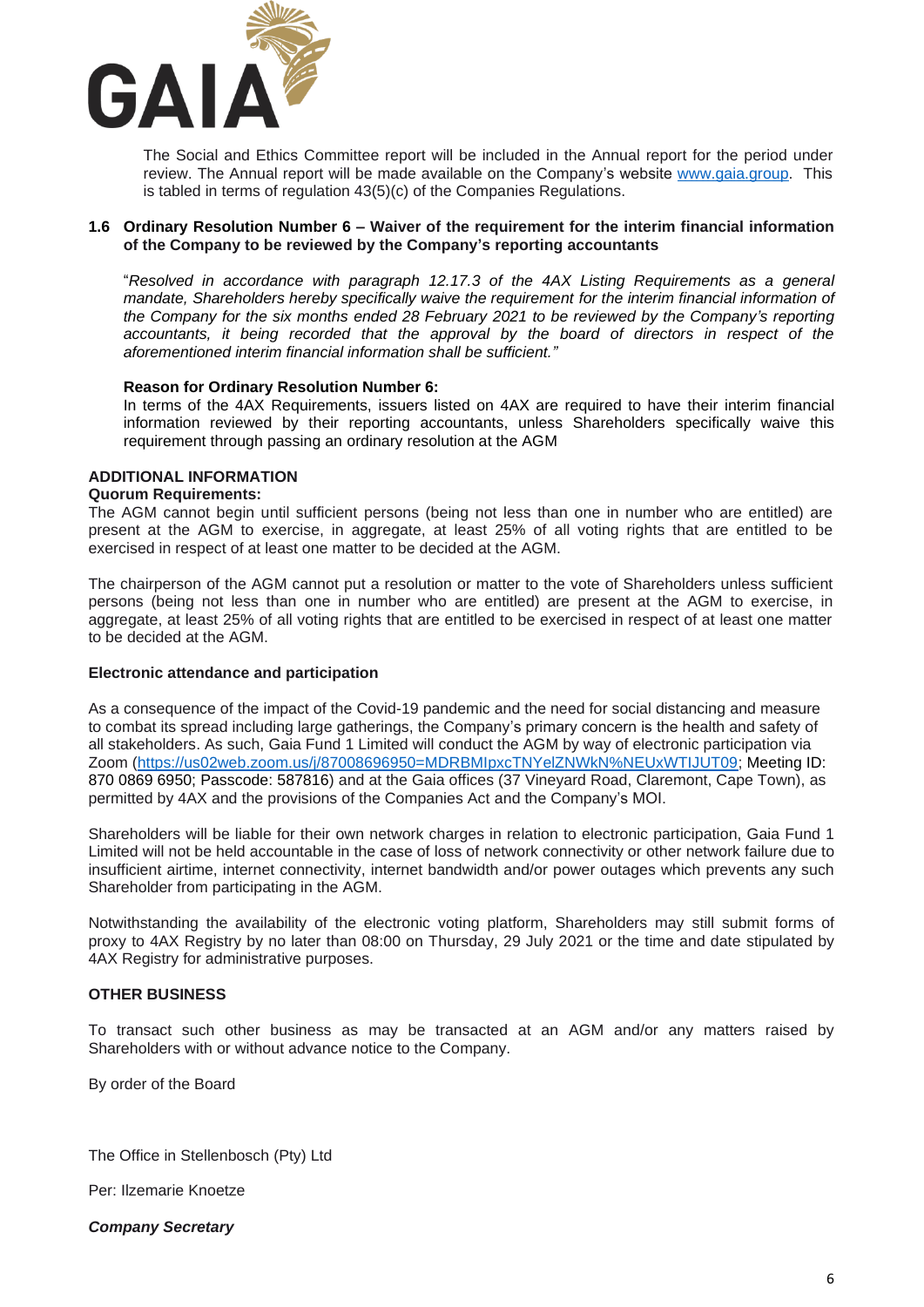The Social and Ethics Committee report will be included in the Annual report for the period under review. The Annual report will be made available on the Company's website [www.gaia.group](http://www.gaia.group). This is tabled in terms of regulation 43(5)(c) of the Companies Regulations.

### 1.6 Ordinary Resolution Number 6 – Waiver of the requirement for the interim financial information of the Company to be reviewed by the Company's reporting accountants

"*Resolved in accordance with paragraph 12.17.3 of the 4AX Listing Requirements as a general mandate, Shareholders hereby specifically waive the requirement for the interim financial information of the Company for the six months ended 28 February 2021 to be reviewed by the Company's reporting accountants, it being recorded that the approval by the board of directors in respect of the aforementioned interim financial information shall be sufficient.*"

**Reason for Ordinary Resolution Number 6:**
In terms of the 4AX Requirements, issuers listed on 4AX are required to have their interim financial information reviewed by their reporting accountants, unless Shareholders specifically waive this requirement through passing an ordinary resolution at the AGM

## ADDITIONAL INFORMATION

**Quorum Requirements:**
The AGM cannot begin until sufficient persons (being not less than one in number who are entitled) are present at the AGM to exercise, in aggregate, at least 25% of all voting rights that are entitled to be exercised in respect of at least one matter to be decided at the AGM.

The chairperson of the AGM cannot put a resolution or matter to the vote of Shareholders unless sufficient persons (being not less than one in number who are entitled) are present at the AGM to exercise, in aggregate, at least 25% of all voting rights that are entitled to be exercised in respect of at least one matter to be decided at the AGM.

**Electronic attendance and participation**

As a consequence of the impact of the Covid-19 pandemic and the need for social distancing and measure to combat its spread including large gatherings, the Company's primary concern is the health and safety of all stakeholders. As such, Gaia Fund 1 Limited will conduct the AGM by way of electronic participation via Zoom ([https://us02web.zoom.us/j/87008696950=MDRBMIpxcTNYelZNWkN%NEUxWTIJUT09](https://us02web.zoom.us/j/87008696950=MDRBMIpxcTNYelZNWkN%NEUxWTIJUT09); Meeting ID: 870 0869 6950; Passcode: 587816) and at the Gaia offices (37 Vineyard Road, Claremont, Cape Town), as permitted by 4AX and the provisions of the Companies Act and the Company's MOI.

Shareholders will be liable for their own network charges in relation to electronic participation, Gaia Fund 1 Limited will not be held accountable in the case of loss of network connectivity or other network failure due to insufficient airtime, internet connectivity, internet bandwidth and/or power outages which prevents any such Shareholder from participating in the AGM.

Notwithstanding the availability of the electronic voting platform, Shareholders may still submit forms of proxy to 4AX Registry by no later than 08:00 on Thursday, 29 July 2021 or the time and date stipulated by 4AX Registry for administrative purposes.

## OTHER BUSINESS

To transact such other business as may be transacted at an AGM and/or any matters raised by Shareholders with or without advance notice to the Company.

By order of the Board

The Office in Stellenbosch (Pty) Ltd

Per: Ilzemarie Knoetze

***Company Secretary***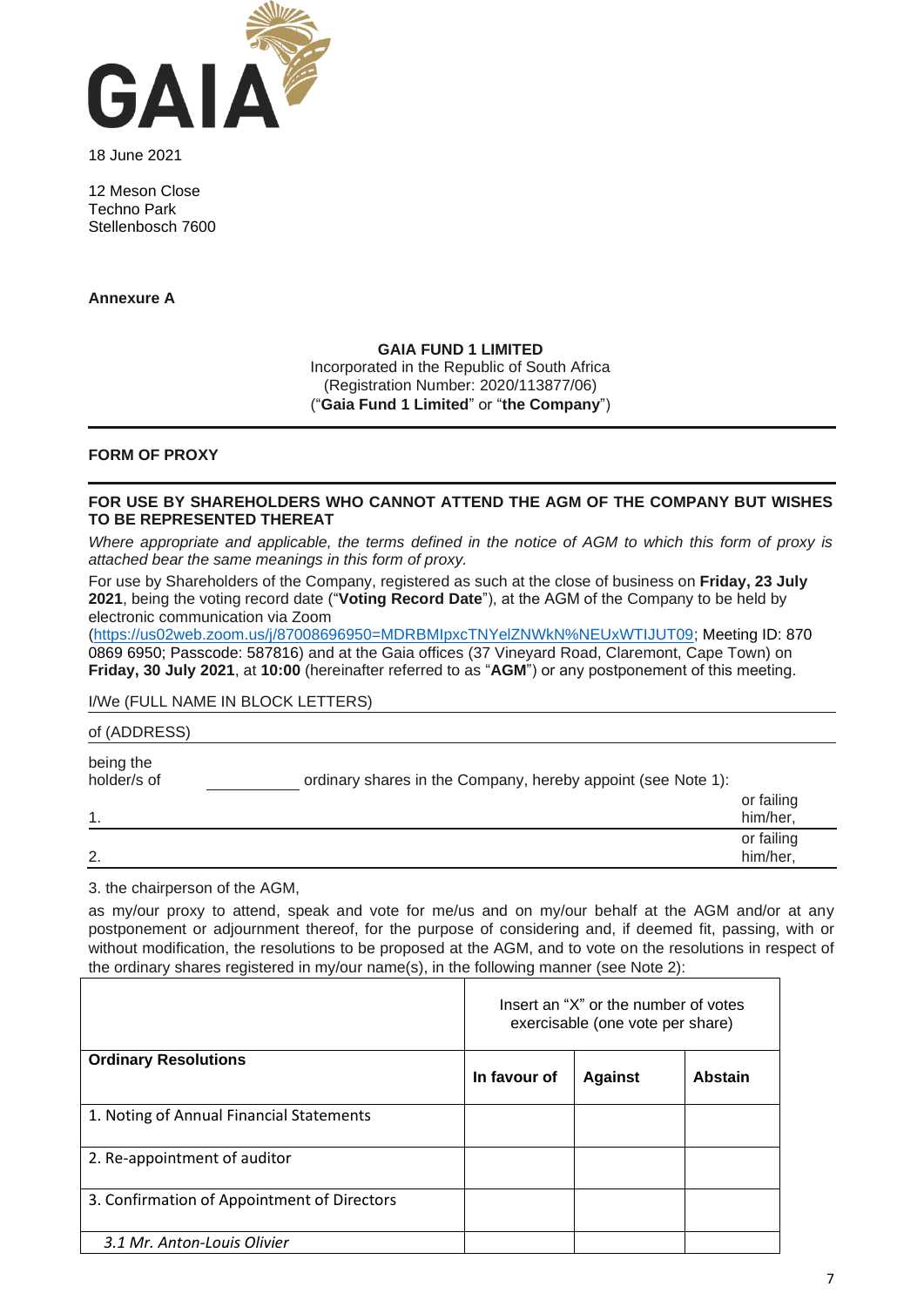GAIA

18 June 2021

12 Meson Close
Techno Park
Stellenbosch 7600

**Annexure A**

**GAIA FUND 1 LIMITED**
Incorporated in the Republic of South Africa
(Registration Number: 2020/113877/06)
("**Gaia Fund 1 Limited**" or "**the Company**")

---

**FORM OF PROXY**

---

**FOR USE BY SHAREHOLDERS WHO CANNOT ATTEND THE AGM OF THE COMPANY BUT WISHES TO BE REPRESENTED THEREAT**

*Where appropriate and applicable, the terms defined in the notice of AGM to which this form of proxy is attached bear the same meanings in this form of proxy.*

For use by Shareholders of the Company, registered as such at the close of business on **Friday, 23 July 2021**, being the voting record date ("**Voting Record Date**"), at the AGM of the Company to be held by electronic communication via Zoom (https://us02web.zoom.us/j/87008696950=MDRBMIpxcTNYelZNWkN%NEUxWTIJUT09; Meeting ID: 870 0869 6950; Passcode: 587816) and at the Gaia offices (37 Vineyard Road, Claremont, Cape Town) on **Friday, 30 July 2021**, at **10:00** (hereinafter referred to as "**AGM**") or any postponement of this meeting.

I/We (FULL NAME IN BLOCK LETTERS) ______________________________

of (ADDRESS) ______________________________

being the holder/s of __________ ordinary shares in the Company, hereby appoint (see Note 1):

1. ______________________________ or failing him/her,

2. ______________________________ or failing him/her,

3. the chairperson of the AGM,

as my/our proxy to attend, speak and vote for me/us and on my/our behalf at the AGM and/or at any postponement or adjournment thereof, for the purpose of considering and, if deemed fit, passing, with or without modification, the resolutions to be proposed at the AGM, and to vote on the resolutions in respect of the ordinary shares registered in my/our name(s), in the following manner (see Note 2):

| | Insert an "X" or the number of votes exercisable (one vote per share) | | |
|---|---|---|---|
| **Ordinary Resolutions** | **In favour of** | **Against** | **Abstain** |
| 1. Noting of Annual Financial Statements | | | |
| 2. Re-appointment of auditor | | | |
| 3. Confirmation of Appointment of Directors | | | |
| *3.1 Mr. Anton-Louis Olivier* | | | |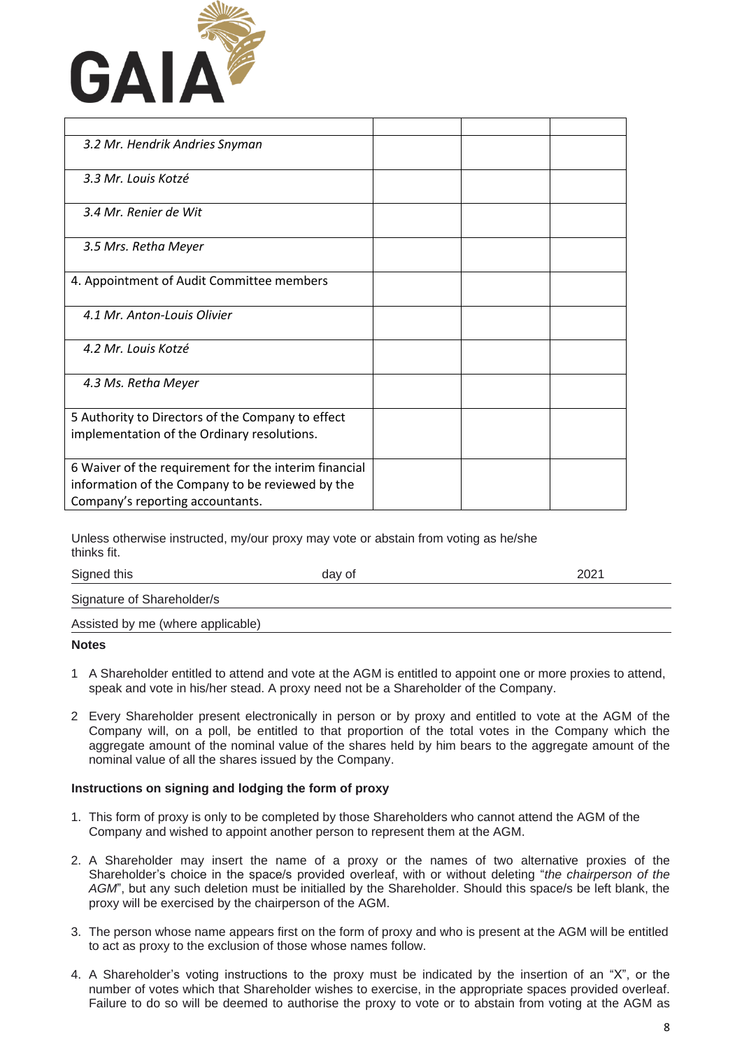| | | | |
|---|---|---|---|
| *3.2 Mr. Hendrik Andries Snyman* | | | |
| *3.3 Mr. Louis Kotzé* | | | |
| *3.4 Mr. Renier de Wit* | | | |
| *3.5 Mrs. Retha Meyer* | | | |
| 4. Appointment of Audit Committee members | | | |
| *4.1 Mr. Anton-Louis Olivier* | | | |
| *4.2 Mr. Louis Kotzé* | | | |
| *4.3 Ms. Retha Meyer* | | | |
| 5 Authority to Directors of the Company to effect implementation of the Ordinary resolutions. | | | |
| 6 Waiver of the requirement for the interim financial information of the Company to be reviewed by the Company's reporting accountants. | | | |

Unless otherwise instructed, my/our proxy may vote or abstain from voting as he/she thinks fit.

Signed this \_\_\_\_\_\_\_\_\_\_ day of \_\_\_\_\_\_\_\_\_\_ 2021

Signature of Shareholder/s \_\_\_\_\_\_\_\_\_\_

Assisted by me (where applicable) \_\_\_\_\_\_\_\_\_\_

**Notes**

1 A Shareholder entitled to attend and vote at the AGM is entitled to appoint one or more proxies to attend, speak and vote in his/her stead. A proxy need not be a Shareholder of the Company.

2 Every Shareholder present electronically in person or by proxy and entitled to vote at the AGM of the Company will, on a poll, be entitled to that proportion of the total votes in the Company which the aggregate amount of the nominal value of the shares held by him bears to the aggregate amount of the nominal value of all the shares issued by the Company.

**Instructions on signing and lodging the form of proxy**

1. This form of proxy is only to be completed by those Shareholders who cannot attend the AGM of the Company and wished to appoint another person to represent them at the AGM.
2. A Shareholder may insert the name of a proxy or the names of two alternative proxies of the Shareholder's choice in the space/s provided overleaf, with or without deleting "*the chairperson of the AGM*", but any such deletion must be initialled by the Shareholder. Should this space/s be left blank, the proxy will be exercised by the chairperson of the AGM.
3. The person whose name appears first on the form of proxy and who is present at the AGM will be entitled to act as proxy to the exclusion of those whose names follow.
4. A Shareholder's voting instructions to the proxy must be indicated by the insertion of an "X", or the number of votes which that Shareholder wishes to exercise, in the appropriate spaces provided overleaf. Failure to do so will be deemed to authorise the proxy to vote or to abstain from voting at the AGM as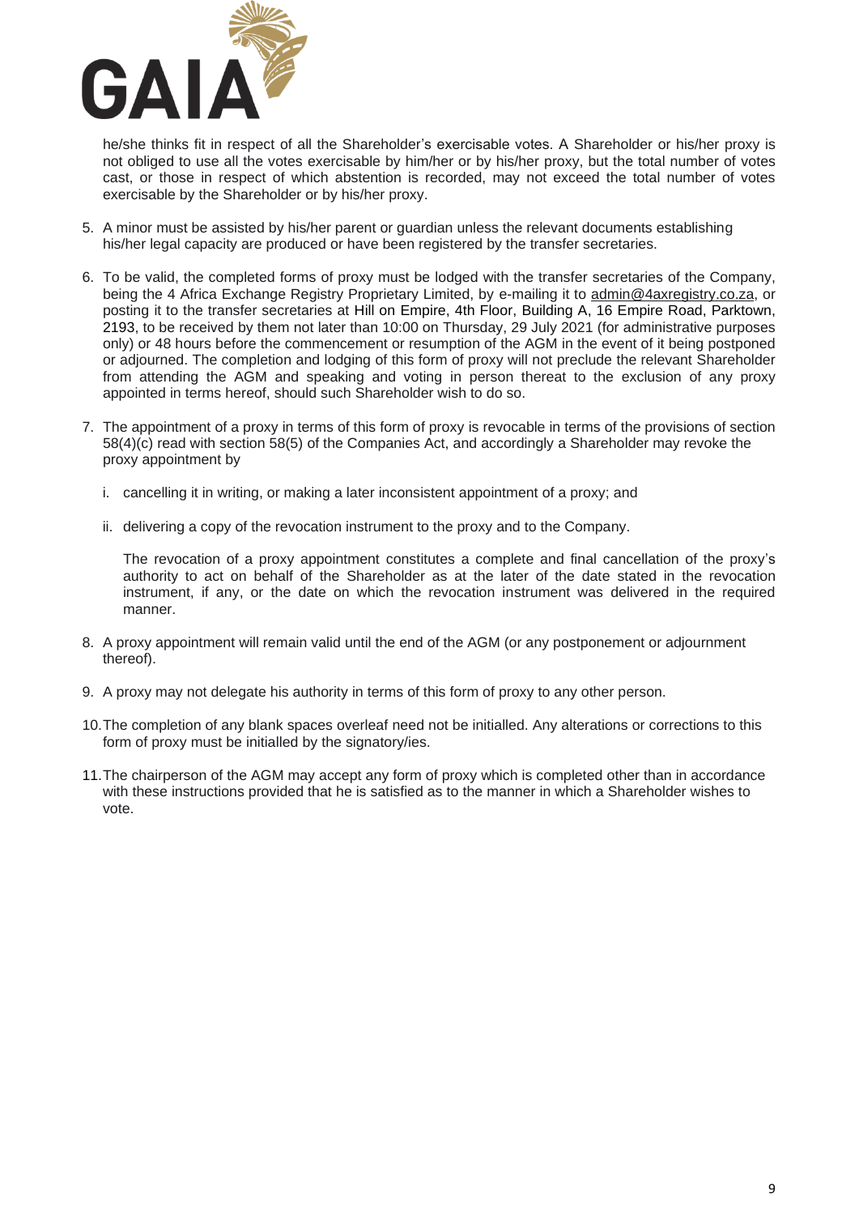he/she thinks fit in respect of all the Shareholder's exercisable votes. A Shareholder or his/her proxy is not obliged to use all the votes exercisable by him/her or by his/her proxy, but the total number of votes cast, or those in respect of which abstention is recorded, may not exceed the total number of votes exercisable by the Shareholder or by his/her proxy.

5. A minor must be assisted by his/her parent or guardian unless the relevant documents establishing his/her legal capacity are produced or have been registered by the transfer secretaries.

6. To be valid, the completed forms of proxy must be lodged with the transfer secretaries of the Company, being the 4 Africa Exchange Registry Proprietary Limited, by e-mailing it to admin@4axregistry.co.za, or posting it to the transfer secretaries at Hill on Empire, 4th Floor, Building A, 16 Empire Road, Parktown, 2193, to be received by them not later than 10:00 on Thursday, 29 July 2021 (for administrative purposes only) or 48 hours before the commencement or resumption of the AGM in the event of it being postponed or adjourned. The completion and lodging of this form of proxy will not preclude the relevant Shareholder from attending the AGM and speaking and voting in person thereat to the exclusion of any proxy appointed in terms hereof, should such Shareholder wish to do so.

7. The appointment of a proxy in terms of this form of proxy is revocable in terms of the provisions of section 58(4)(c) read with section 58(5) of the Companies Act, and accordingly a Shareholder may revoke the proxy appointment by

   i. cancelling it in writing, or making a later inconsistent appointment of a proxy; and

   ii. delivering a copy of the revocation instrument to the proxy and to the Company.

   The revocation of a proxy appointment constitutes a complete and final cancellation of the proxy's authority to act on behalf of the Shareholder as at the later of the date stated in the revocation instrument, if any, or the date on which the revocation instrument was delivered in the required manner.

8. A proxy appointment will remain valid until the end of the AGM (or any postponement or adjournment thereof).

9. A proxy may not delegate his authority in terms of this form of proxy to any other person.

10. The completion of any blank spaces overleaf need not be initialled. Any alterations or corrections to this form of proxy must be initialled by the signatory/ies.

11. The chairperson of the AGM may accept any form of proxy which is completed other than in accordance with these instructions provided that he is satisfied as to the manner in which a Shareholder wishes to vote.